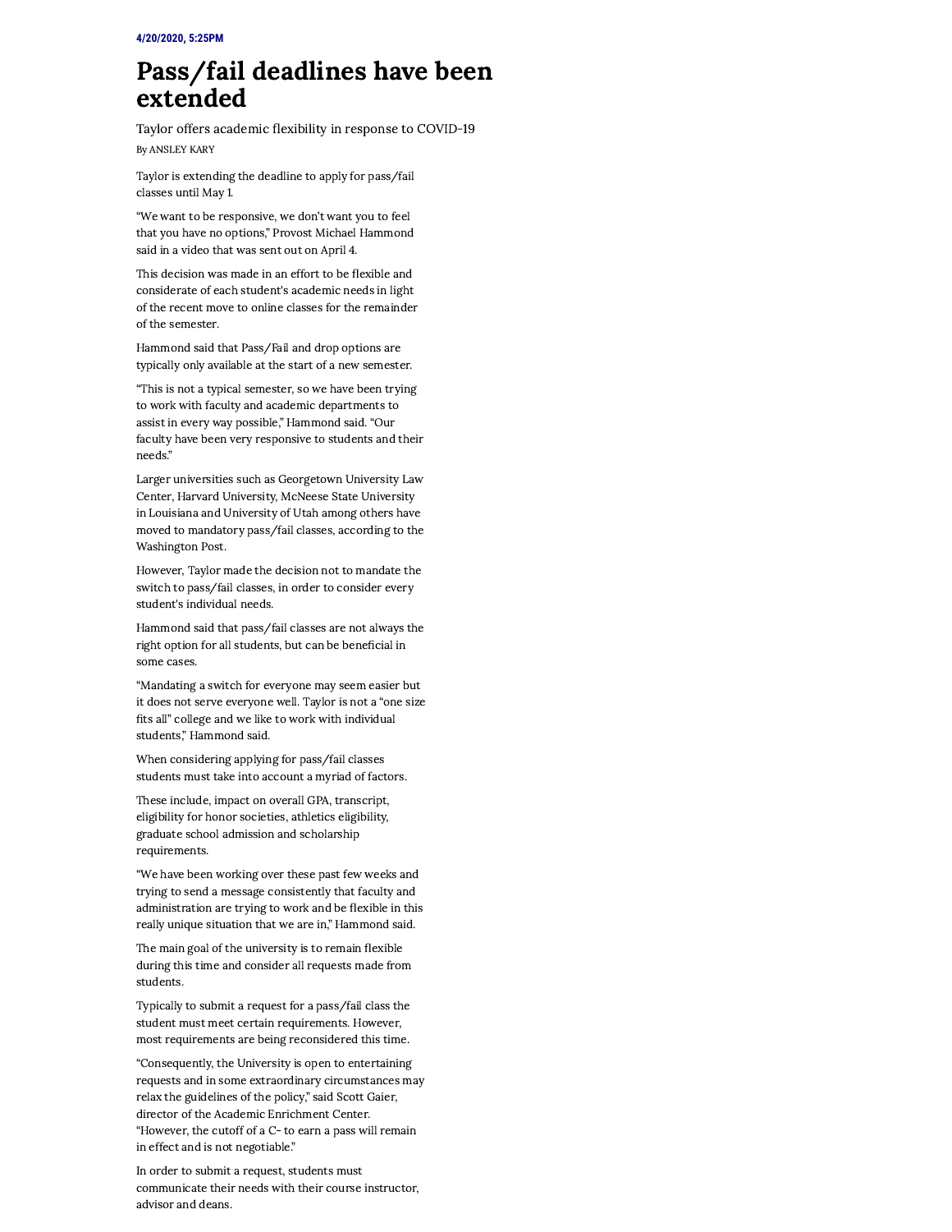4/20/2020, 5:25PM

# Pass/fail deadlines have been extended

Taylor offers academic flexibility in response to COVID-19

By ANSLEY KARY

Taylor is extending the deadline to apply for pass/fail classes until May 1.

"We want to be responsive, we don't want you to feel that you have no options," Provost Michael Hammond said in a video that was sent out on April 4.

This decision was made in an effort to be flexible and considerate of each student's academic needs in light of the recent move to online classes for the remainder of the semester.

Hammond said that Pass/Fail and drop options are typically only available at the start of a new semester.

"This is not a typical semester, so we have been trying to work with faculty and academic departments to assist in every way possible," Hammond said. "Our faculty have been very responsive to students and their needs."

Larger universities such as Georgetown University Law Center, Harvard University, McNeese State University in Louisiana and University of Utah among others have moved to mandatory pass/fail classes, according to the Washington Post.

However, Taylor made the decision not to mandate the switch to pass/fail classes, in order to consider every student's individual needs.

Hammond said that pass/fail classes are not always the right option for all students, but can be beneficial in some cases.

"Mandating a switch for everyone may seem easier but it does not serve everyone well. Taylor is not a "one size fits all" college and we like to work with individual students," Hammond said.

When considering applying for pass/fail classes students must take into account a myriad of factors.

These include, impact on overall GPA, transcript, eligibility for honor societies, athletics eligibility, graduate school admission and scholarship requirements.

"We have been working over these past few weeks and trying to send a message consistently that faculty and administration are trying to work and be flexible in this really unique situation that we are in," Hammond said.

The main goal of the university is to remain flexible during this time and consider all requests made from students.

Typically to submit a request for a pass/fail class the student must meet certain requirements. However, most requirements are being reconsidered this time.

"Consequently, the University is open to entertaining requests and in some extraordinary circumstances may relax the guidelines of the policy," said Scott Gaier, director of the Academic Enrichment Center. "However, the cutoff of a C- to earn a pass will remain in effect and is not negotiable."

In order to submit a request, students must communicate their needs with their course instructor, advisor and deans.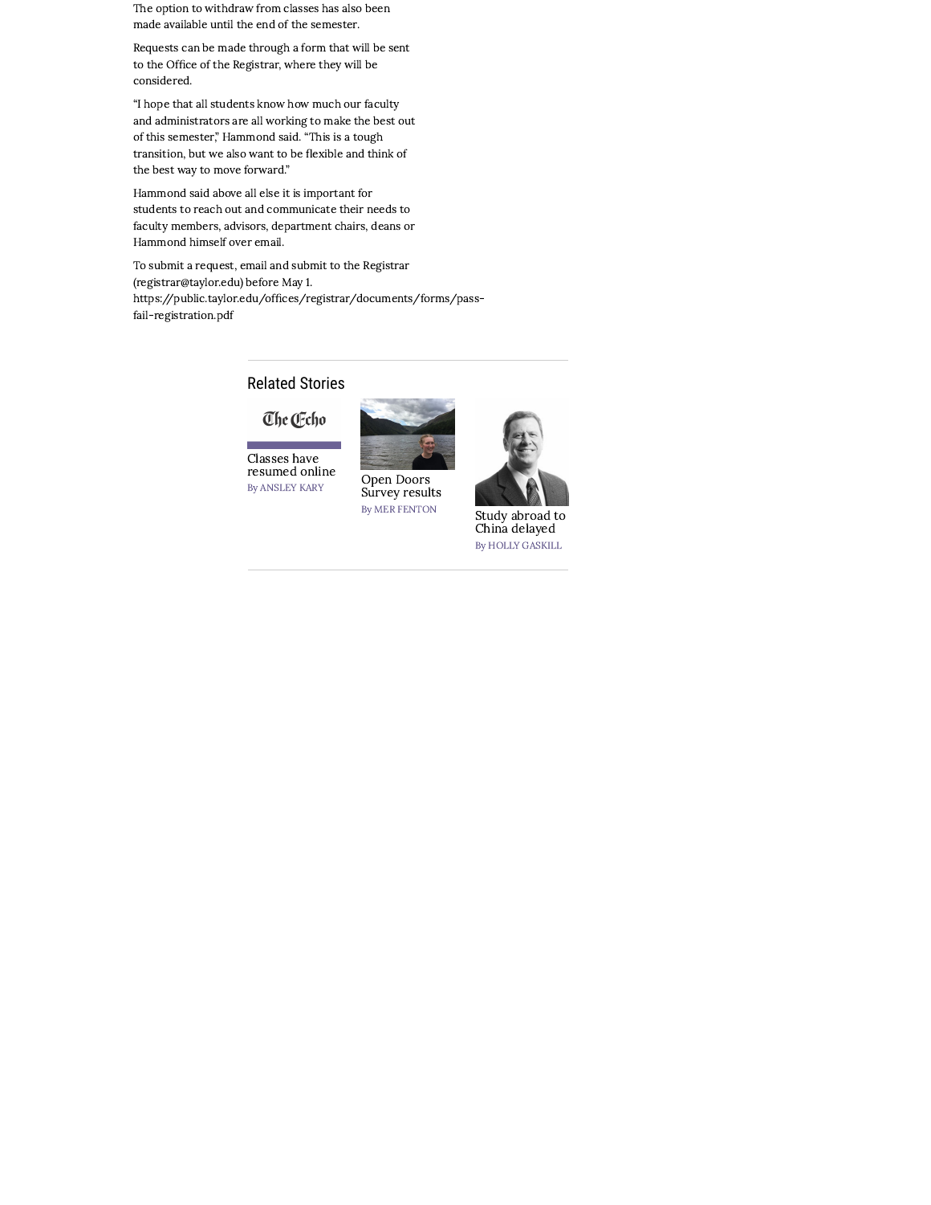The option to withdraw from classes has also been made available until the end of the semester.

Requests can be made through a form that will be sent to the Office of the Registrar, where they will be considered.

"I hope that all students know how much our faculty and administrators are all working to make the best out of this semester," Hammond said. "This is a tough transition, but we also want to be flexible and think of the best way to move forward."

Hammond said above all else it is important for students to reach out and communicate their needs to faculty members, advisors, department chairs, deans or Hammond himself over email.

To submit a request, email and submit to the Registrar (registrar@taylor.edu) before May 1.
https://public.taylor.edu/offices/registrar/documents/forms/pass-fail-registration.pdf

## Related Stories

Classes have resumed online
By ANSLEY KARY

Open Doors Survey results
By MER FENTON

Study abroad to China delayed
By HOLLY GASKILL